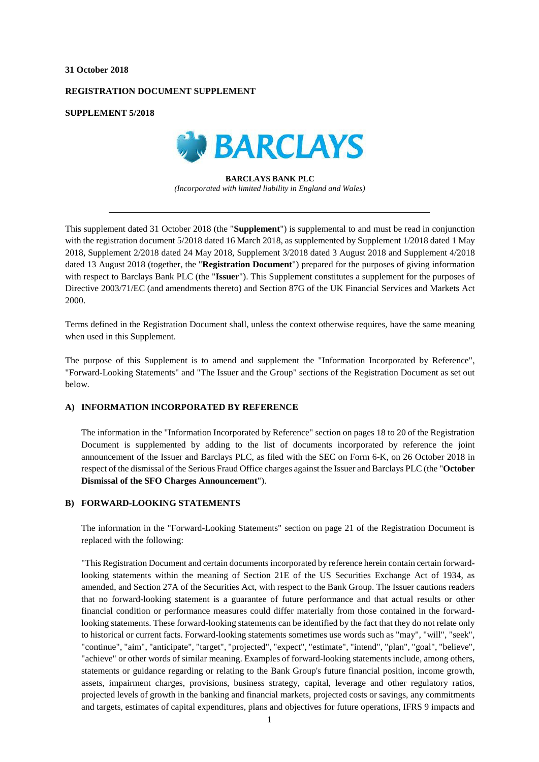**31 October 2018**

**REGISTRATION DOCUMENT SUPPLEMENT**

**SUPPLEMENT 5/2018**

**BARCLAYS BANK PLC**

*(Incorporated with limited liability in England and Wales)*

---

This supplement dated 31 October 2018 (the "**Supplement**") is supplemental to and must be read in conjunction with the registration document 5/2018 dated 16 March 2018, as supplemented by Supplement 1/2018 dated 1 May 2018, Supplement 2/2018 dated 24 May 2018, Supplement 3/2018 dated 3 August 2018 and Supplement 4/2018 dated 13 August 2018 (together, the "**Registration Document**") prepared for the purposes of giving information with respect to Barclays Bank PLC (the "**Issuer**"). This Supplement constitutes a supplement for the purposes of Directive 2003/71/EC (and amendments thereto) and Section 87G of the UK Financial Services and Markets Act 2000.

Terms defined in the Registration Document shall, unless the context otherwise requires, have the same meaning when used in this Supplement.

The purpose of this Supplement is to amend and supplement the "Information Incorporated by Reference", "Forward-Looking Statements" and "The Issuer and the Group" sections of the Registration Document as set out below.

**A) INFORMATION INCORPORATED BY REFERENCE**

The information in the "Information Incorporated by Reference" section on pages 18 to 20 of the Registration Document is supplemented by adding to the list of documents incorporated by reference the joint announcement of the Issuer and Barclays PLC, as filed with the SEC on Form 6-K, on 26 October 2018 in respect of the dismissal of the Serious Fraud Office charges against the Issuer and Barclays PLC (the "**October Dismissal of the SFO Charges Announcement**").

**B) FORWARD-LOOKING STATEMENTS**

The information in the "Forward-Looking Statements" section on page 21 of the Registration Document is replaced with the following:

"This Registration Document and certain documents incorporated by reference herein contain certain forward-looking statements within the meaning of Section 21E of the US Securities Exchange Act of 1934, as amended, and Section 27A of the Securities Act, with respect to the Bank Group. The Issuer cautions readers that no forward-looking statement is a guarantee of future performance and that actual results or other financial condition or performance measures could differ materially from those contained in the forward-looking statements. These forward-looking statements can be identified by the fact that they do not relate only to historical or current facts. Forward-looking statements sometimes use words such as "may", "will", "seek", "continue", "aim", "anticipate", "target", "projected", "expect", "estimate", "intend", "plan", "goal", "believe", "achieve" or other words of similar meaning. Examples of forward-looking statements include, among others, statements or guidance regarding or relating to the Bank Group's future financial position, income growth, assets, impairment charges, provisions, business strategy, capital, leverage and other regulatory ratios, projected levels of growth in the banking and financial markets, projected costs or savings, any commitments and targets, estimates of capital expenditures, plans and objectives for future operations, IFRS 9 impacts and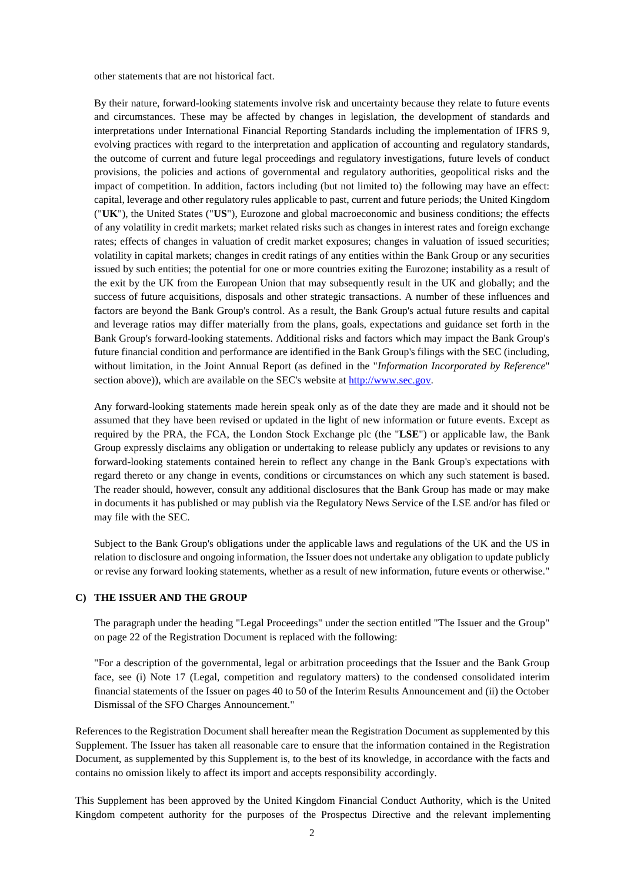other statements that are not historical fact.

By their nature, forward-looking statements involve risk and uncertainty because they relate to future events and circumstances. These may be affected by changes in legislation, the development of standards and interpretations under International Financial Reporting Standards including the implementation of IFRS 9, evolving practices with regard to the interpretation and application of accounting and regulatory standards, the outcome of current and future legal proceedings and regulatory investigations, future levels of conduct provisions, the policies and actions of governmental and regulatory authorities, geopolitical risks and the impact of competition. In addition, factors including (but not limited to) the following may have an effect: capital, leverage and other regulatory rules applicable to past, current and future periods; the United Kingdom ("**UK**"), the United States ("**US**"), Eurozone and global macroeconomic and business conditions; the effects of any volatility in credit markets; market related risks such as changes in interest rates and foreign exchange rates; effects of changes in valuation of credit market exposures; changes in valuation of issued securities; volatility in capital markets; changes in credit ratings of any entities within the Bank Group or any securities issued by such entities; the potential for one or more countries exiting the Eurozone; instability as a result of the exit by the UK from the European Union that may subsequently result in the UK and globally; and the success of future acquisitions, disposals and other strategic transactions. A number of these influences and factors are beyond the Bank Group's control. As a result, the Bank Group's actual future results and capital and leverage ratios may differ materially from the plans, goals, expectations and guidance set forth in the Bank Group's forward-looking statements. Additional risks and factors which may impact the Bank Group's future financial condition and performance are identified in the Bank Group's filings with the SEC (including, without limitation, in the Joint Annual Report (as defined in the "*Information Incorporated by Reference*" section above)), which are available on the SEC's website at http://www.sec.gov.

Any forward-looking statements made herein speak only as of the date they are made and it should not be assumed that they have been revised or updated in the light of new information or future events. Except as required by the PRA, the FCA, the London Stock Exchange plc (the "**LSE**") or applicable law, the Bank Group expressly disclaims any obligation or undertaking to release publicly any updates or revisions to any forward-looking statements contained herein to reflect any change in the Bank Group's expectations with regard thereto or any change in events, conditions or circumstances on which any such statement is based. The reader should, however, consult any additional disclosures that the Bank Group has made or may make in documents it has published or may publish via the Regulatory News Service of the LSE and/or has filed or may file with the SEC.

Subject to the Bank Group's obligations under the applicable laws and regulations of the UK and the US in relation to disclosure and ongoing information, the Issuer does not undertake any obligation to update publicly or revise any forward looking statements, whether as a result of new information, future events or otherwise."

**C) THE ISSUER AND THE GROUP**

The paragraph under the heading "Legal Proceedings" under the section entitled "The Issuer and the Group" on page 22 of the Registration Document is replaced with the following:

"For a description of the governmental, legal or arbitration proceedings that the Issuer and the Bank Group face, see (i) Note 17 (Legal, competition and regulatory matters) to the condensed consolidated interim financial statements of the Issuer on pages 40 to 50 of the Interim Results Announcement and (ii) the October Dismissal of the SFO Charges Announcement."

References to the Registration Document shall hereafter mean the Registration Document as supplemented by this Supplement. The Issuer has taken all reasonable care to ensure that the information contained in the Registration Document, as supplemented by this Supplement is, to the best of its knowledge, in accordance with the facts and contains no omission likely to affect its import and accepts responsibility accordingly.

This Supplement has been approved by the United Kingdom Financial Conduct Authority, which is the United Kingdom competent authority for the purposes of the Prospectus Directive and the relevant implementing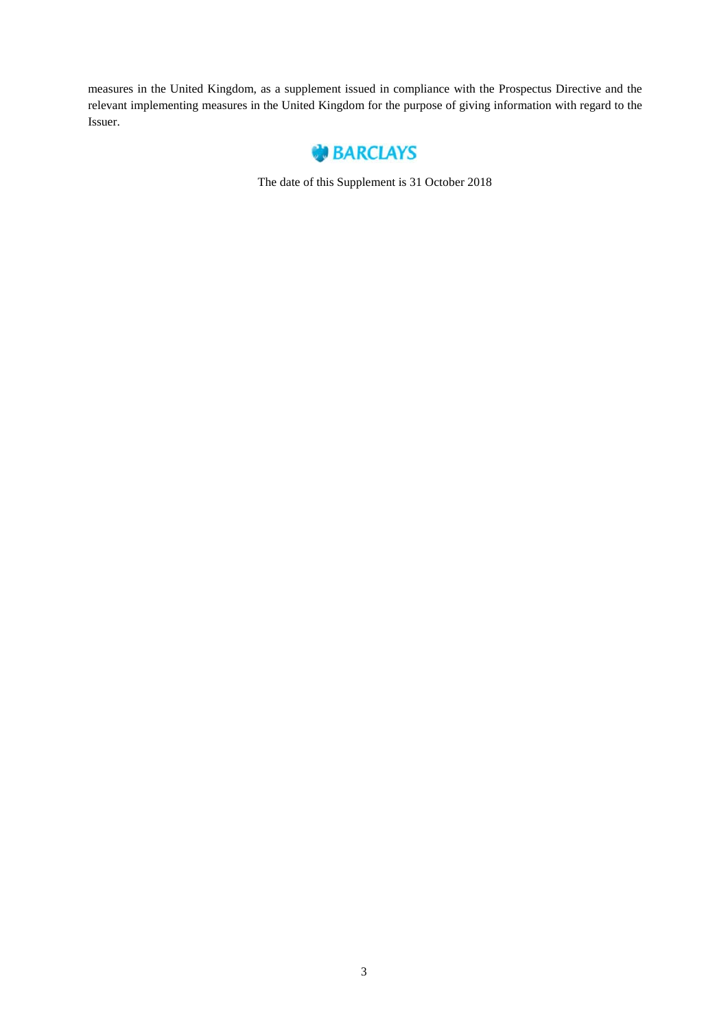measures in the United Kingdom, as a supplement issued in compliance with the Prospectus Directive and the relevant implementing measures in the United Kingdom for the purpose of giving information with regard to the Issuer.

BARCLAYS

The date of this Supplement is 31 October 2018